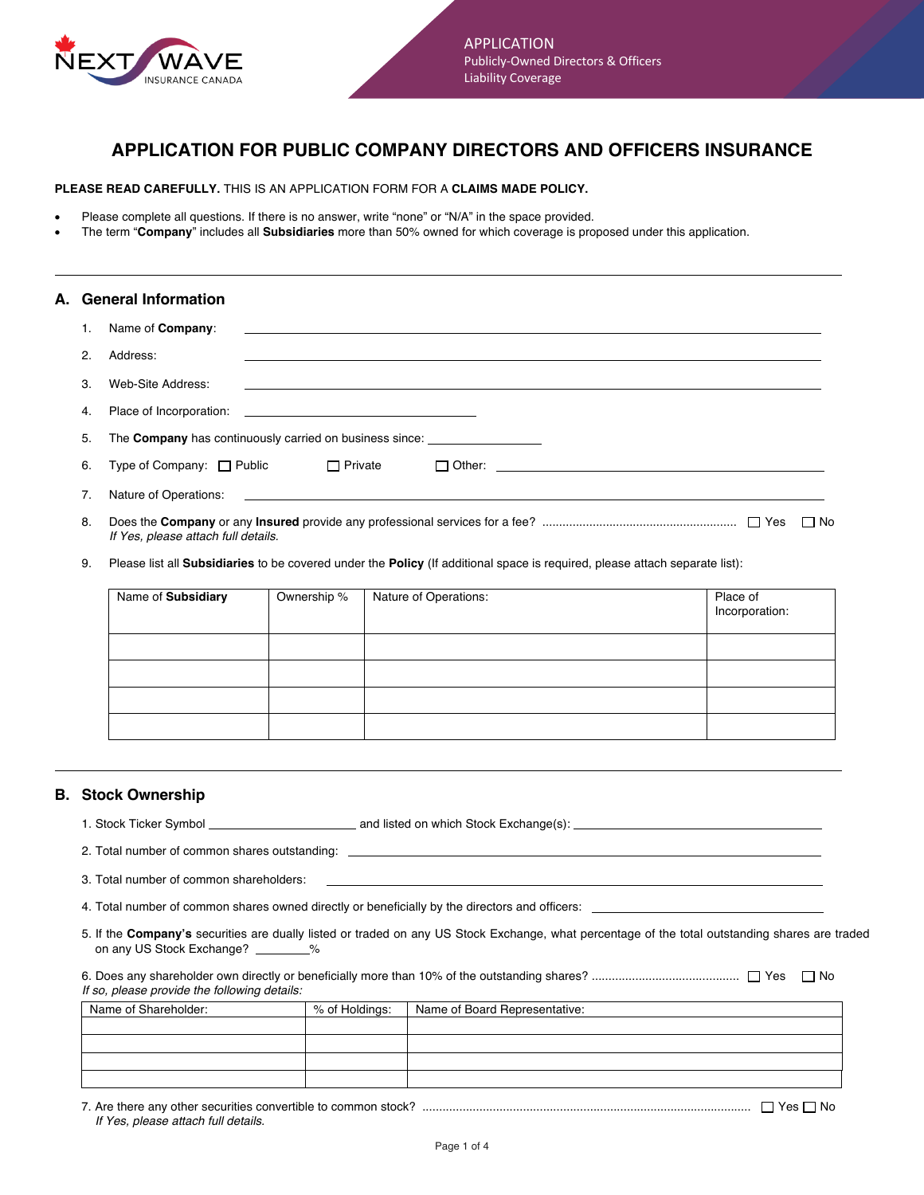APPLICATION
Publicly-Owned Directors & Officers
Liability Coverage

# APPLICATION FOR PUBLIC COMPANY DIRECTORS AND OFFICERS INSURANCE

**PLEASE READ CAREFULLY.** THIS IS AN APPLICATION FORM FOR A **CLAIMS MADE POLICY.**

- Please complete all questions. If there is no answer, write "none" or "N/A" in the space provided.
- The term "**Company**" includes all **Subsidiaries** more than 50% owned for which coverage is proposed under this application.

## A. General Information

1. Name of **Company**: ______________________________
2. Address: ______________________________
3. Web-Site Address: ______________________________
4. Place of Incorporation: ______________________________
5. The **Company** has continuously carried on business since: ______________
6. Type of Company: ☐ Public ☐ Private ☐ Other: ______________________________
7. Nature of Operations: ______________________________
8. Does the **Company** or any **Insured** provide any professional services for a fee? ☐ Yes ☐ No
   *If Yes, please attach full details.*
9. Please list all **Subsidiaries** to be covered under the **Policy** (If additional space is required, please attach separate list):

| Name of **Subsidiary** | Ownership % | Nature of Operations: | Place of Incorporation: |
|---|---|---|---|
| | | | |
| | | | |
| | | | |
| | | | |

## B. Stock Ownership

1. Stock Ticker Symbol ______________ and listed on which Stock Exchange(s): ______________
2. Total number of common shares outstanding: ______________
3. Total number of common shareholders: ______________
4. Total number of common shares owned directly or beneficially by the directors and officers: ______________
5. If the **Company's** securities are dually listed or traded on any US Stock Exchange, what percentage of the total outstanding shares are traded on any US Stock Exchange? ________%
6. Does any shareholder own directly or beneficially more than 10% of the outstanding shares? ☐ Yes ☐ No
   *If so, please provide the following details:*

| Name of Shareholder: | % of Holdings: | Name of Board Representative: |
|---|---|---|
| | | |
| | | |
| | | |
| | | |

7. Are there any other securities convertible to common stock? ☐ Yes ☐ No
   *If Yes, please attach full details.*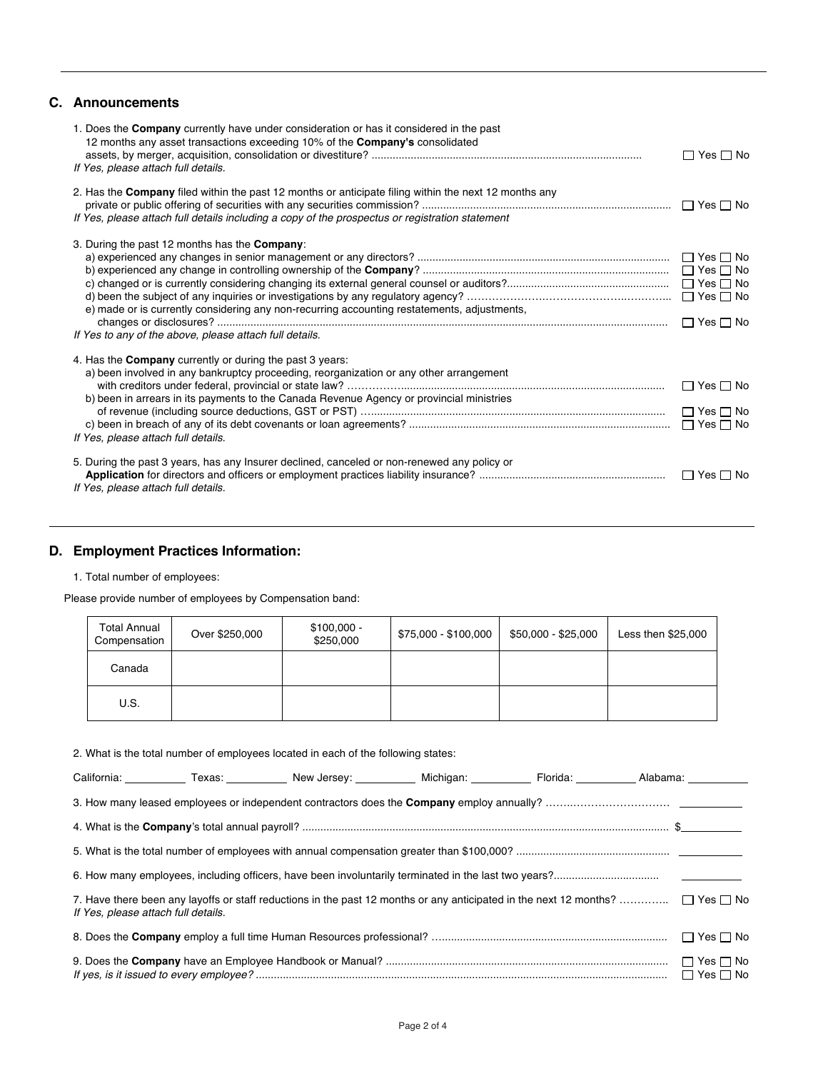## C. Announcements

1. Does the **Company** currently have under consideration or has it considered in the past 12 months any asset transactions exceeding 10% of the **Company's** consolidated assets, by merger, acquisition, consolidation or divestiture? ☐ Yes ☐ No
   *If Yes, please attach full details.*

2. Has the **Company** filed within the past 12 months or anticipate filing within the next 12 months any private or public offering of securities with any securities commission? ☐ Yes ☐ No
   *If Yes, please attach full details including a copy of the prospectus or registration statement*

3. During the past 12 months has the **Company**:
   a) experienced any changes in senior management or any directors? ☐ Yes ☐ No
   b) experienced any change in controlling ownership of the **Company**? ☐ Yes ☐ No
   c) changed or is currently considering changing its external general counsel or auditors? ☐ Yes ☐ No
   d) been the subject of any inquiries or investigations by any regulatory agency? ☐ Yes ☐ No
   e) made or is currently considering any non-recurring accounting restatements, adjustments, changes or disclosures? ☐ Yes ☐ No
   *If Yes to any of the above, please attach full details.*

4. Has the **Company** currently or during the past 3 years:
   a) been involved in any bankruptcy proceeding, reorganization or any other arrangement with creditors under federal, provincial or state law? ☐ Yes ☐ No
   b) been in arrears in its payments to the Canada Revenue Agency or provincial ministries of revenue (including source deductions, GST or PST) ☐ Yes ☐ No
   c) been in breach of any of its debt covenants or loan agreements? ☐ Yes ☐ No
   *If Yes, please attach full details.*

5. During the past 3 years, has any Insurer declined, canceled or non-renewed any policy or **Application** for directors and officers or employment practices liability insurance? ☐ Yes ☐ No
   *If Yes, please attach full details.*

## D. Employment Practices Information:

1. Total number of employees:

Please provide number of employees by Compensation band:

| Total Annual Compensation | Over $250,000 | $100,000 - $250,000 | $75,000 - $100,000 | $50,000 - $25,000 | Less then $25,000 |
|---|---|---|---|---|---|
| Canada | | | | | |
| U.S. | | | | | |

2. What is the total number of employees located in each of the following states:

California: __________ Texas: __________ New Jersey: __________ Michigan: __________ Florida: __________ Alabama: __________

3. How many leased employees or independent contractors does the **Company** employ annually? __________

4. What is the **Company**'s total annual payroll? $__________

5. What is the total number of employees with annual compensation greater than $100,000? __________

6. How many employees, including officers, have been involuntarily terminated in the last two years? __________

7. Have there been any layoffs or staff reductions in the past 12 months or any anticipated in the next 12 months? ☐ Yes ☐ No
   *If Yes, please attach full details.*

8. Does the **Company** employ a full time Human Resources professional? ☐ Yes ☐ No

9. Does the **Company** have an Employee Handbook or Manual? ☐ Yes ☐ No
   *If yes, is it issued to every employee?* ☐ Yes ☐ No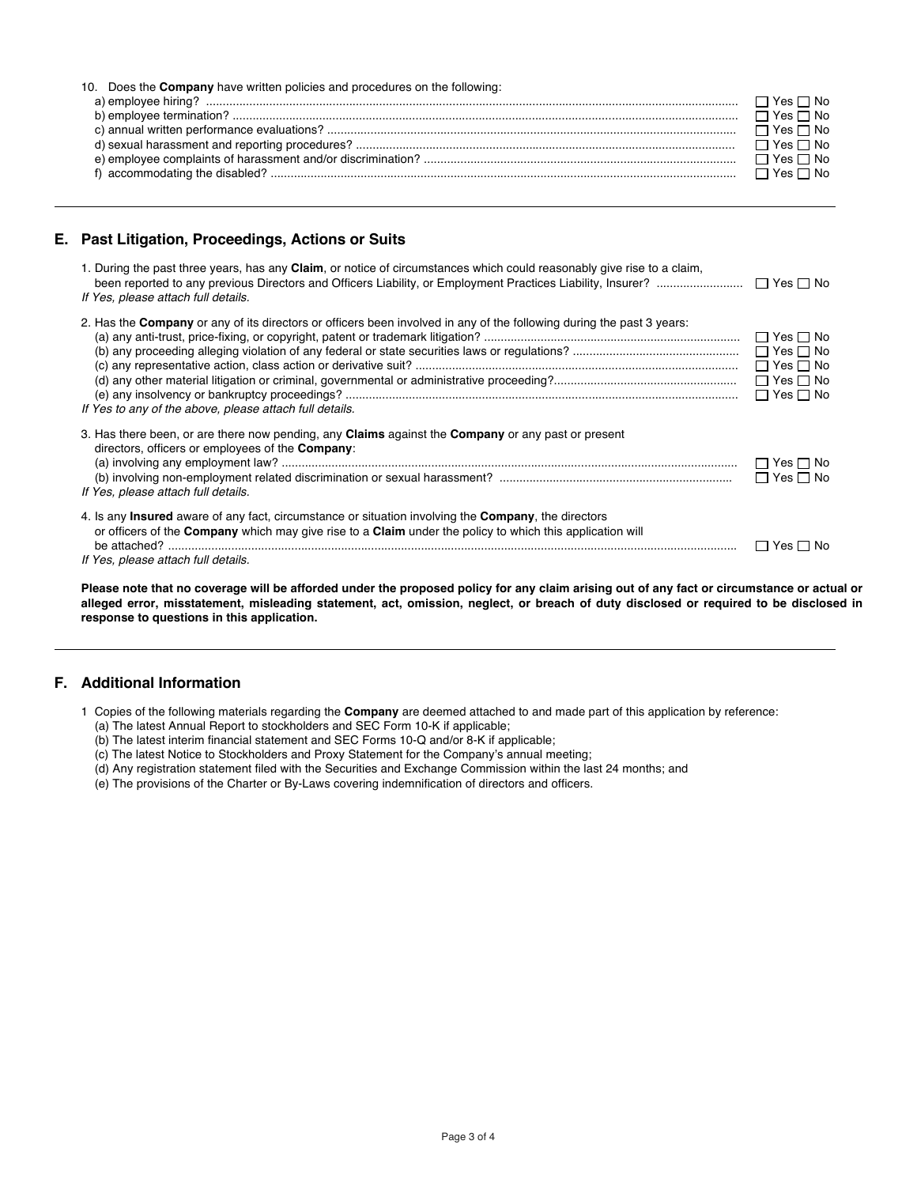10. Does the **Company** have written policies and procedures on the following:
   - a) employee hiring? ☐ Yes ☐ No
   - b) employee termination? ☐ Yes ☐ No
   - c) annual written performance evaluations? ☐ Yes ☐ No
   - d) sexual harassment and reporting procedures? ☐ Yes ☐ No
   - e) employee complaints of harassment and/or discrimination? ☐ Yes ☐ No
   - f) accommodating the disabled? ☐ Yes ☐ No

---

## E. Past Litigation, Proceedings, Actions or Suits

1. During the past three years, has any **Claim**, or notice of circumstances which could reasonably give rise to a claim, been reported to any previous Directors and Officers Liability, or Employment Practices Liability, Insurer? ☐ Yes ☐ No
   *If Yes, please attach full details.*

2. Has the **Company** or any of its directors or officers been involved in any of the following during the past 3 years:
   - (a) any anti-trust, price-fixing, or copyright, patent or trademark litigation? ☐ Yes ☐ No
   - (b) any proceeding alleging violation of any federal or state securities laws or regulations? ☐ Yes ☐ No
   - (c) any representative action, class action or derivative suit? ☐ Yes ☐ No
   - (d) any other material litigation or criminal, governmental or administrative proceeding? ☐ Yes ☐ No
   - (e) any insolvency or bankruptcy proceedings? ☐ Yes ☐ No

   *If Yes to any of the above, please attach full details.*

3. Has there been, or are there now pending, any **Claims** against the **Company** or any past or present directors, officers or employees of the **Company**:
   - (a) involving any employment law? ☐ Yes ☐ No
   - (b) involving non-employment related discrimination or sexual harassment? ☐ Yes ☐ No

   *If Yes, please attach full details.*

4. Is any **Insured** aware of any fact, circumstance or situation involving the **Company**, the directors or officers of the **Company** which may give rise to a **Claim** under the policy to which this application will be attached? ☐ Yes ☐ No
   *If Yes, please attach full details.*

**Please note that no coverage will be afforded under the proposed policy for any claim arising out of any fact or circumstance or actual or alleged error, misstatement, misleading statement, act, omission, neglect, or breach of duty disclosed or required to be disclosed in response to questions in this application.**

---

## F. Additional Information

1 Copies of the following materials regarding the **Company** are deemed attached to and made part of this application by reference:
   - (a) The latest Annual Report to stockholders and SEC Form 10-K if applicable;
   - (b) The latest interim financial statement and SEC Forms 10-Q and/or 8-K if applicable;
   - (c) The latest Notice to Stockholders and Proxy Statement for the Company's annual meeting;
   - (d) Any registration statement filed with the Securities and Exchange Commission within the last 24 months; and
   - (e) The provisions of the Charter or By-Laws covering indemnification of directors and officers.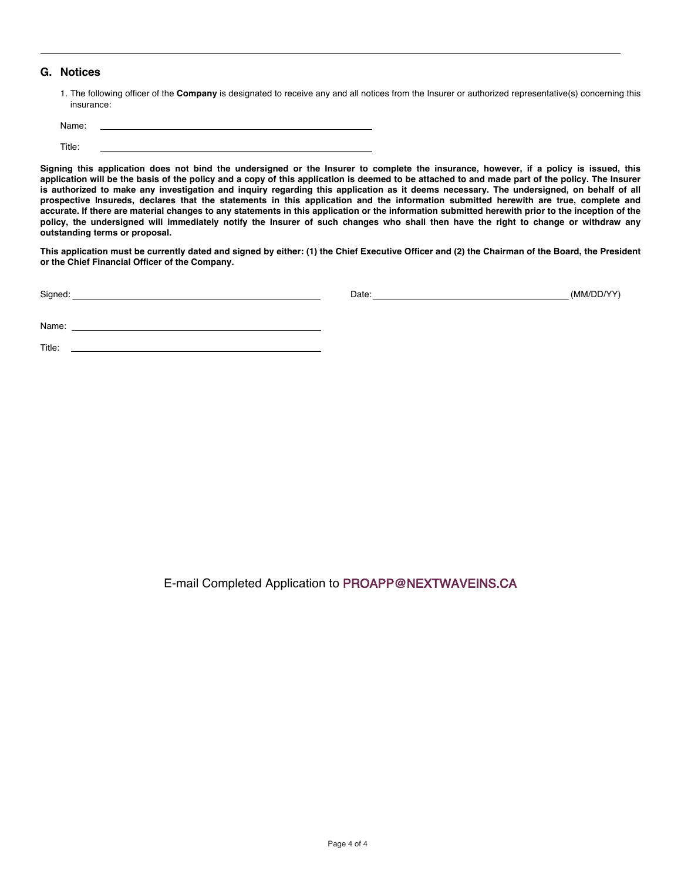## G. Notices

1. The following officer of the **Company** is designated to receive any and all notices from the Insurer or authorized representative(s) concerning this insurance:

Name: ______________________________

Title: ______________________________

**Signing this application does not bind the undersigned or the Insurer to complete the insurance, however, if a policy is issued, this application will be the basis of the policy and a copy of this application is deemed to be attached to and made part of the policy. The Insurer is authorized to make any investigation and inquiry regarding this application as it deems necessary. The undersigned, on behalf of all prospective Insureds, declares that the statements in this application and the information submitted herewith are true, complete and accurate. If there are material changes to any statements in this application or the information submitted herewith prior to the inception of the policy, the undersigned will immediately notify the Insurer of such changes who shall then have the right to change or withdraw any outstanding terms or proposal.**

**This application must be currently dated and signed by either: (1) the Chief Executive Officer and (2) the Chairman of the Board, the President or the Chief Financial Officer of the Company.**

Signed: ______________________________ Date: ______________________________ (MM/DD/YY)

Name: ______________________________

Title: ______________________________

E-mail Completed Application to PROAPP@NEXTWAVEINS.CA